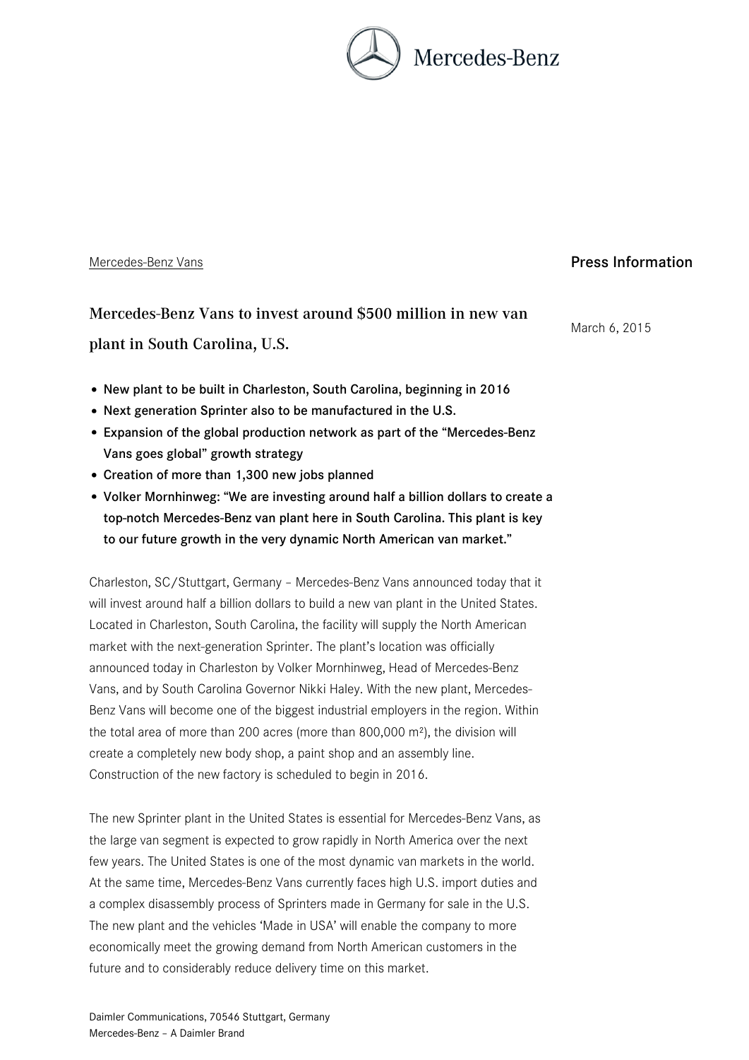Mercedes-Benz

Mercedes-Benz Vans

Press Information

March 6, 2015

# Mercedes-Benz Vans to invest around $500 million in new van plant in South Carolina, U.S.

- **New plant to be built in Charleston, South Carolina, beginning in 2016**
- **Next generation Sprinter also to be manufactured in the U.S.**
- **Expansion of the global production network as part of the "Mercedes-Benz Vans goes global" growth strategy**
- **Creation of more than 1,300 new jobs planned**
- **Volker Mornhinweg: "We are investing around half a billion dollars to create a top-notch Mercedes-Benz van plant here in South Carolina. This plant is key to our future growth in the very dynamic North American van market."**

Charleston, SC/Stuttgart, Germany – Mercedes-Benz Vans announced today that it will invest around half a billion dollars to build a new van plant in the United States. Located in Charleston, South Carolina, the facility will supply the North American market with the next-generation Sprinter. The plant's location was officially announced today in Charleston by Volker Mornhinweg, Head of Mercedes-Benz Vans, and by South Carolina Governor Nikki Haley. With the new plant, Mercedes-Benz Vans will become one of the biggest industrial employers in the region. Within the total area of more than 200 acres (more than 800,000 m²), the division will create a completely new body shop, a paint shop and an assembly line. Construction of the new factory is scheduled to begin in 2016.

The new Sprinter plant in the United States is essential for Mercedes-Benz Vans, as the large van segment is expected to grow rapidly in North America over the next few years. The United States is one of the most dynamic van markets in the world. At the same time, Mercedes-Benz Vans currently faces high U.S. import duties and a complex disassembly process of Sprinters made in Germany for sale in the U.S. The new plant and the vehicles 'Made in USA' will enable the company to more economically meet the growing demand from North American customers in the future and to considerably reduce delivery time on this market.

Daimler Communications, 70546 Stuttgart, Germany
Mercedes-Benz – A Daimler Brand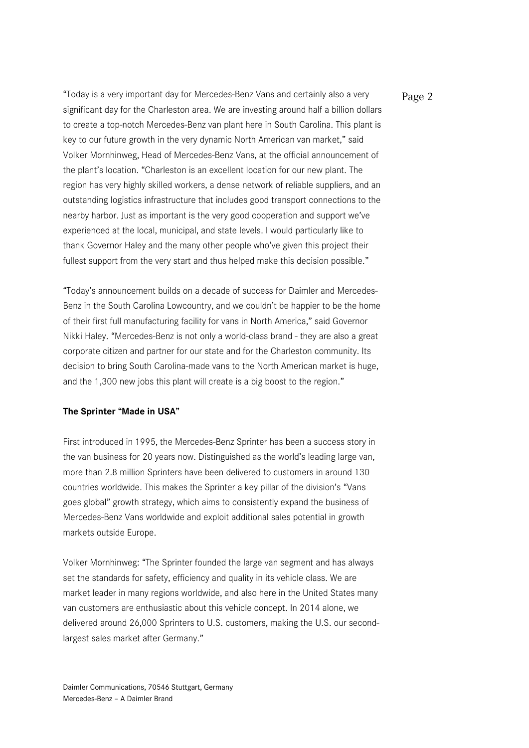"Today is a very important day for Mercedes-Benz Vans and certainly also a very significant day for the Charleston area. We are investing around half a billion dollars to create a top-notch Mercedes-Benz van plant here in South Carolina. This plant is key to our future growth in the very dynamic North American van market," said Volker Mornhinweg, Head of Mercedes-Benz Vans, at the official announcement of the plant's location. "Charleston is an excellent location for our new plant. The region has very highly skilled workers, a dense network of reliable suppliers, and an outstanding logistics infrastructure that includes good transport connections to the nearby harbor. Just as important is the very good cooperation and support we've experienced at the local, municipal, and state levels. I would particularly like to thank Governor Haley and the many other people who've given this project their fullest support from the very start and thus helped make this decision possible."

"Today's announcement builds on a decade of success for Daimler and Mercedes-Benz in the South Carolina Lowcountry, and we couldn't be happier to be the home of their first full manufacturing facility for vans in North America," said Governor Nikki Haley. "Mercedes-Benz is not only a world-class brand - they are also a great corporate citizen and partner for our state and for the Charleston community. Its decision to bring South Carolina-made vans to the North American market is huge, and the 1,300 new jobs this plant will create is a big boost to the region."

**The Sprinter "Made in USA"**

First introduced in 1995, the Mercedes-Benz Sprinter has been a success story in the van business for 20 years now. Distinguished as the world's leading large van, more than 2.8 million Sprinters have been delivered to customers in around 130 countries worldwide. This makes the Sprinter a key pillar of the division's "Vans goes global" growth strategy, which aims to consistently expand the business of Mercedes-Benz Vans worldwide and exploit additional sales potential in growth markets outside Europe.

Volker Mornhinweg: "The Sprinter founded the large van segment and has always set the standards for safety, efficiency and quality in its vehicle class. We are market leader in many regions worldwide, and also here in the United States many van customers are enthusiastic about this vehicle concept. In 2014 alone, we delivered around 26,000 Sprinters to U.S. customers, making the U.S. our second-largest sales market after Germany."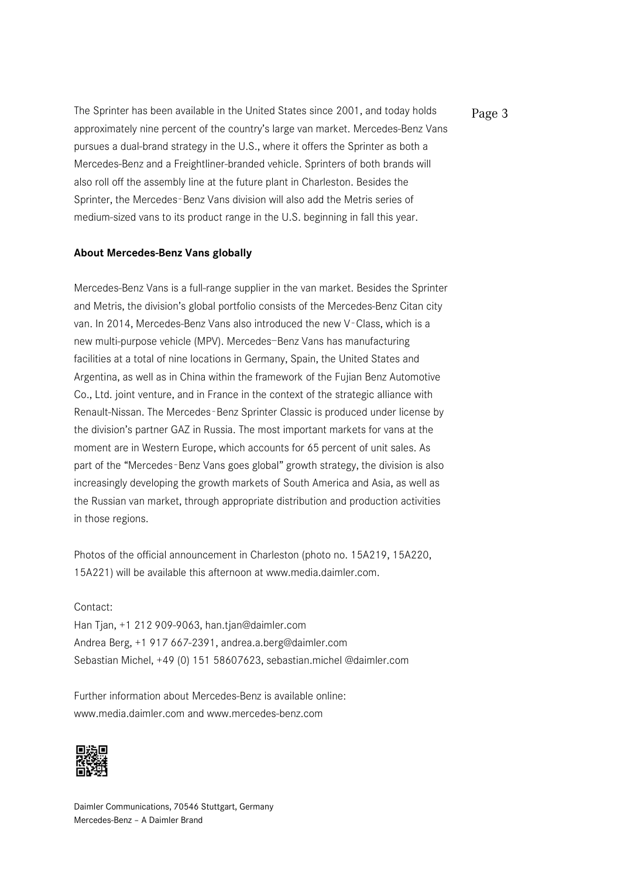The Sprinter has been available in the United States since 2001, and today holds approximately nine percent of the country's large van market. Mercedes-Benz Vans pursues a dual-brand strategy in the U.S., where it offers the Sprinter as both a Mercedes-Benz and a Freightliner-branded vehicle. Sprinters of both brands will also roll off the assembly line at the future plant in Charleston. Besides the Sprinter, the Mercedes-Benz Vans division will also add the Metris series of medium-sized vans to its product range in the U.S. beginning in fall this year.

**About Mercedes-Benz Vans globally**

Mercedes-Benz Vans is a full-range supplier in the van market. Besides the Sprinter and Metris, the division's global portfolio consists of the Mercedes-Benz Citan city van. In 2014, Mercedes-Benz Vans also introduced the new V-Class, which is a new multi-purpose vehicle (MPV). Mercedes–Benz Vans has manufacturing facilities at a total of nine locations in Germany, Spain, the United States and Argentina, as well as in China within the framework of the Fujian Benz Automotive Co., Ltd. joint venture, and in France in the context of the strategic alliance with Renault-Nissan. The Mercedes-Benz Sprinter Classic is produced under license by the division's partner GAZ in Russia. The most important markets for vans at the moment are in Western Europe, which accounts for 65 percent of unit sales. As part of the "Mercedes-Benz Vans goes global" growth strategy, the division is also increasingly developing the growth markets of South America and Asia, as well as the Russian van market, through appropriate distribution and production activities in those regions.

Photos of the official announcement in Charleston (photo no. 15A219, 15A220, 15A221) will be available this afternoon at www.media.daimler.com.

Contact:
Han Tjan, +1 212 909-9063, han.tjan@daimler.com
Andrea Berg, +1 917 667-2391, andrea.a.berg@daimler.com
Sebastian Michel, +49 (0) 151 58607623, sebastian.michel @daimler.com

Further information about Mercedes-Benz is available online:
www.media.daimler.com and www.mercedes-benz.com

Daimler Communications, 70546 Stuttgart, Germany
Mercedes-Benz – A Daimler Brand